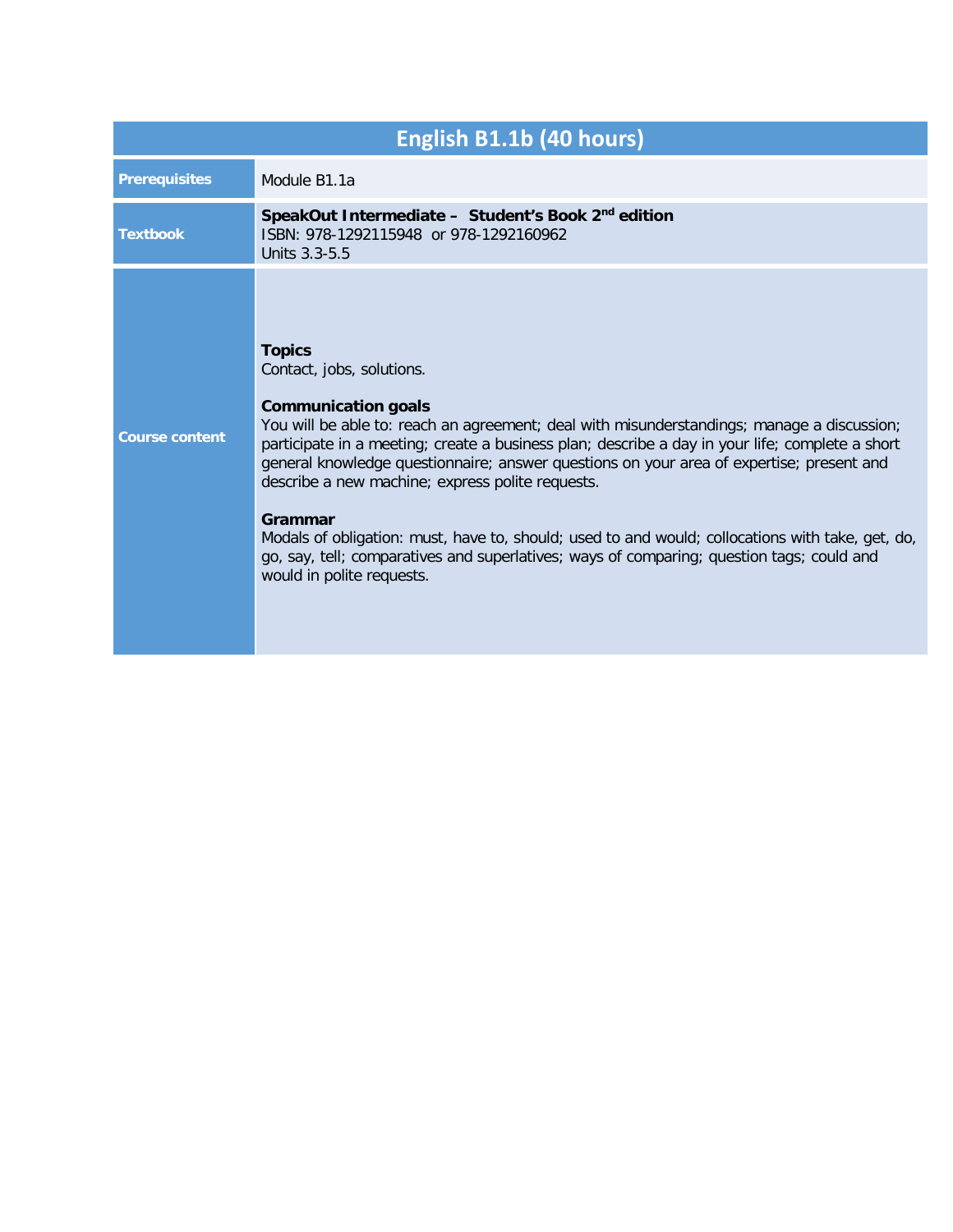# English B1.1b (40 hours)

| | |
|---|---|
| **Prerequisites** | Module B1.1a |
| **Textbook** | **SpeakOut Intermediate – Student's Book 2nd edition**<br>ISBN: 978-1292115948 or 978-1292160962<br>Units 3.3-5.5 |
| **Course content** | **Topics**<br>Contact, jobs, solutions.<br><br>**Communication goals**<br>You will be able to: reach an agreement; deal with misunderstandings; manage a discussion; participate in a meeting; create a business plan; describe a day in your life; complete a short general knowledge questionnaire; answer questions on your area of expertise; present and describe a new machine; express polite requests.<br><br>**Grammar**<br>Modals of obligation: must, have to, should; used to and would; collocations with take, get, do, go, say, tell; comparatives and superlatives; ways of comparing; question tags; could and would in polite requests. |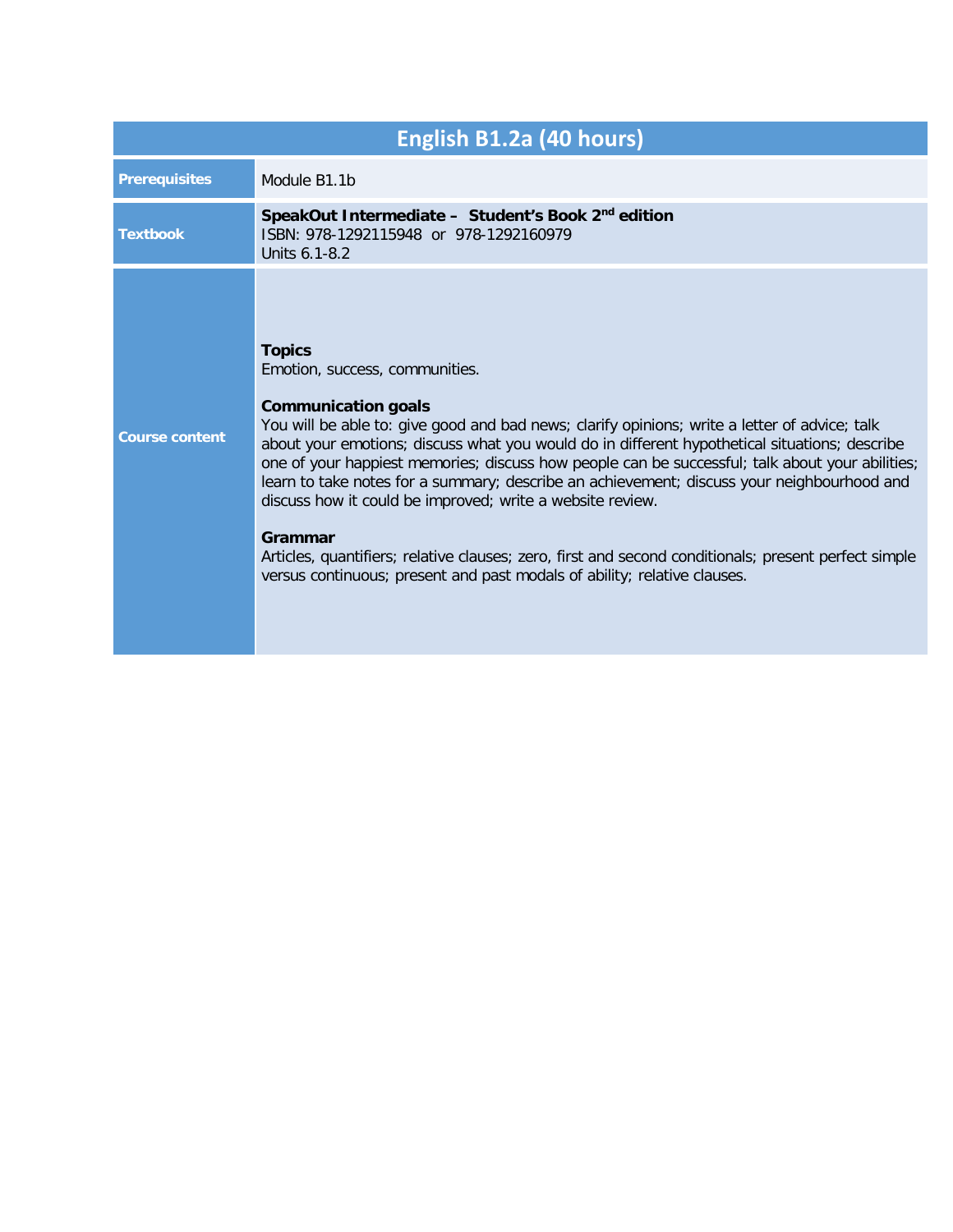| English B1.2a (40 hours) | |
|---|---|
| **Prerequisites** | Module B1.1b |
| **Textbook** | **SpeakOut Intermediate – Student's Book 2nd edition**<br>ISBN: 978-1292115948 or 978-1292160979<br>Units 6.1-8.2 |
| **Course content** | **Topics**<br>Emotion, success, communities.<br><br>**Communication goals**<br>You will be able to: give good and bad news; clarify opinions; write a letter of advice; talk about your emotions; discuss what you would do in different hypothetical situations; describe one of your happiest memories; discuss how people can be successful; talk about your abilities; learn to take notes for a summary; describe an achievement; discuss your neighbourhood and discuss how it could be improved; write a website review.<br><br>**Grammar**<br>Articles, quantifiers; relative clauses; zero, first and second conditionals; present perfect simple versus continuous; present and past modals of ability; relative clauses. |